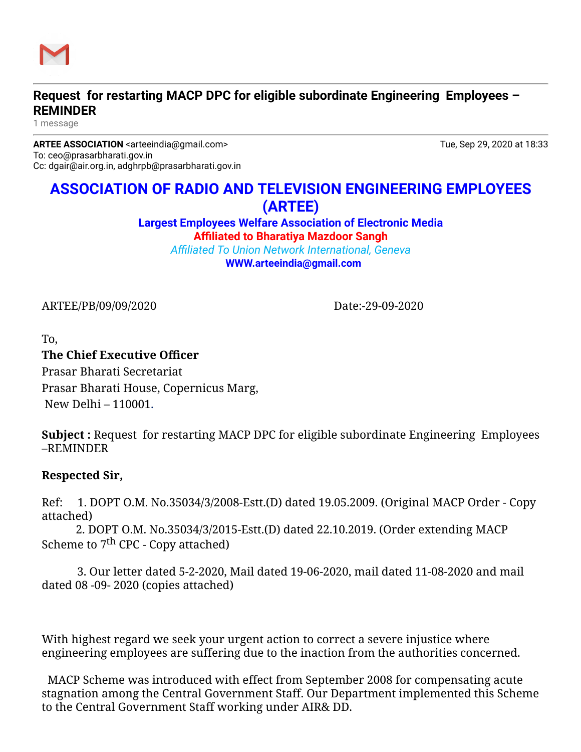## Request for restarting MACP DPC for eligible subordinate Engineering Employees – REMINDER

1 message

**ARTEE ASSOCIATION** <arteeindia@gmail.com>  Tue, Sep 29, 2020 at 18:33
To: ceo@prasarbharati.gov.in
Cc: dgair@air.org.in, adghrpb@prasarbharati.gov.in

# ASSOCIATION OF RADIO AND TELEVISION ENGINEERING EMPLOYEES (ARTEE)

**Largest Employees Welfare Association of Electronic Media**

**Affiliated to Bharatiya Mazdoor Sangh**

*Affiliated To Union Network International, Geneva*

**WWW.arteeindia@gmail.com**

ARTEE/PB/09/09/2020  Date:-29-09-2020

To,

**The Chief Executive Officer**
Prasar Bharati Secretariat
Prasar Bharati House, Copernicus Marg,
New Delhi – 110001.

**Subject :** Request for restarting MACP DPC for eligible subordinate Engineering Employees –REMINDER

**Respected Sir,**

Ref: 1. DOPT O.M. No.35034/3/2008-Estt.(D) dated 19.05.2009. (Original MACP Order - Copy attached)
2. DOPT O.M. No.35034/3/2015-Estt.(D) dated 22.10.2019. (Order extending MACP Scheme to 7$^{th}$ CPC - Copy attached)

3. Our letter dated 5-2-2020, Mail dated 19-06-2020, mail dated 11-08-2020 and mail dated 08 -09- 2020 (copies attached)

With highest regard we seek your urgent action to correct a severe injustice where engineering employees are suffering due to the inaction from the authorities concerned.

MACP Scheme was introduced with effect from September 2008 for compensating acute stagnation among the Central Government Staff. Our Department implemented this Scheme to the Central Government Staff working under AIR& DD.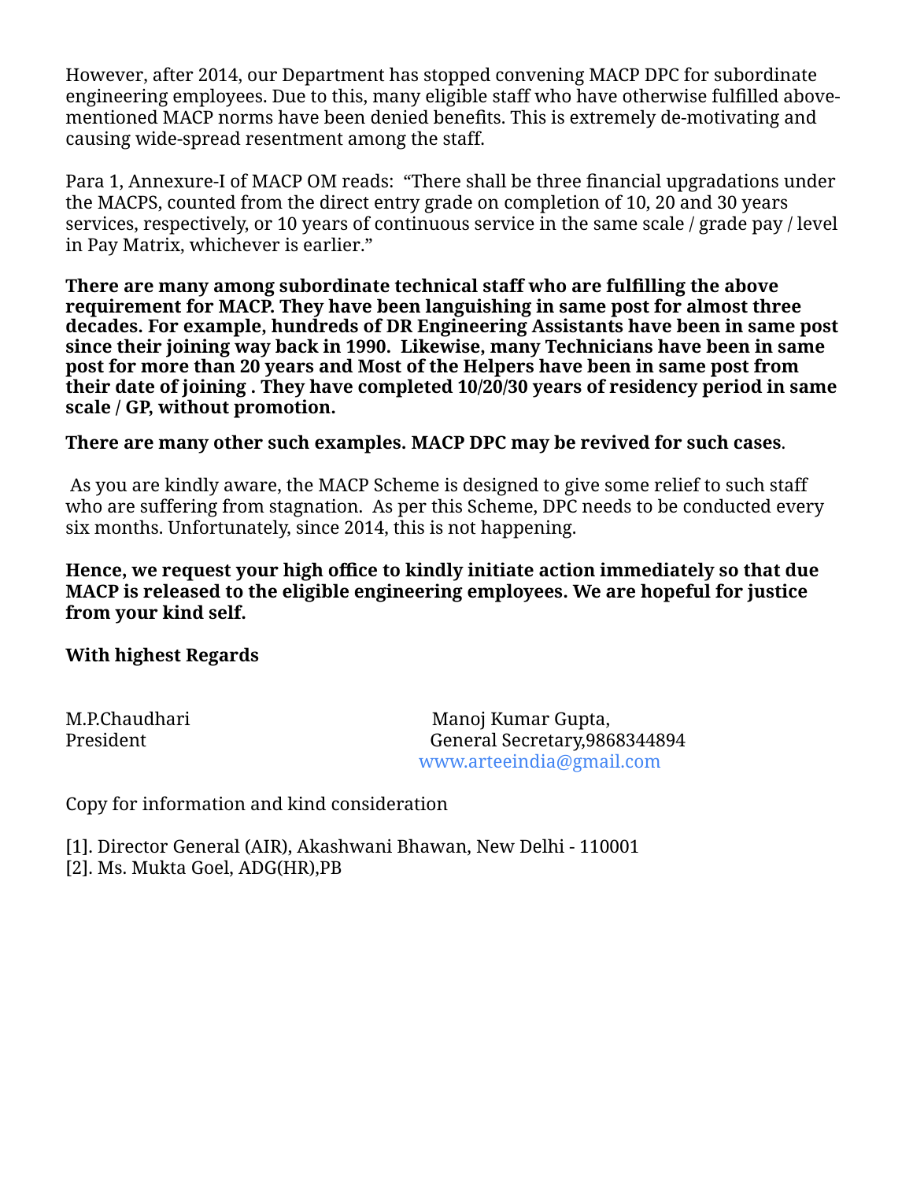However, after 2014, our Department has stopped convening MACP DPC for subordinate engineering employees. Due to this, many eligible staff who have otherwise fulfilled above-mentioned MACP norms have been denied benefits. This is extremely de-motivating and causing wide-spread resentment among the staff.

Para 1, Annexure-I of MACP OM reads: "There shall be three financial upgradations under the MACPS, counted from the direct entry grade on completion of 10, 20 and 30 years services, respectively, or 10 years of continuous service in the same scale / grade pay / level in Pay Matrix, whichever is earlier."

**There are many among subordinate technical staff who are fulfilling the above requirement for MACP. They have been languishing in same post for almost three decades. For example, hundreds of DR Engineering Assistants have been in same post since their joining way back in 1990. Likewise, many Technicians have been in same post for more than 20 years and Most of the Helpers have been in same post from their date of joining . They have completed 10/20/30 years of residency period in same scale / GP, without promotion.**

**There are many other such examples. MACP DPC may be revived for such cases**.

As you are kindly aware, the MACP Scheme is designed to give some relief to such staff who are suffering from stagnation. As per this Scheme, DPC needs to be conducted every six months. Unfortunately, since 2014, this is not happening.

**Hence, we request your high office to kindly initiate action immediately so that due MACP is released to the eligible engineering employees. We are hopeful for justice from your kind self.**

**With highest Regards**

M.P.Chaudhari
President

Manoj Kumar Gupta,
General Secretary,9868344894
www.arteeindia@gmail.com

Copy for information and kind consideration

[1]. Director General (AIR), Akashwani Bhawan, New Delhi - 110001
[2]. Ms. Mukta Goel, ADG(HR),PB